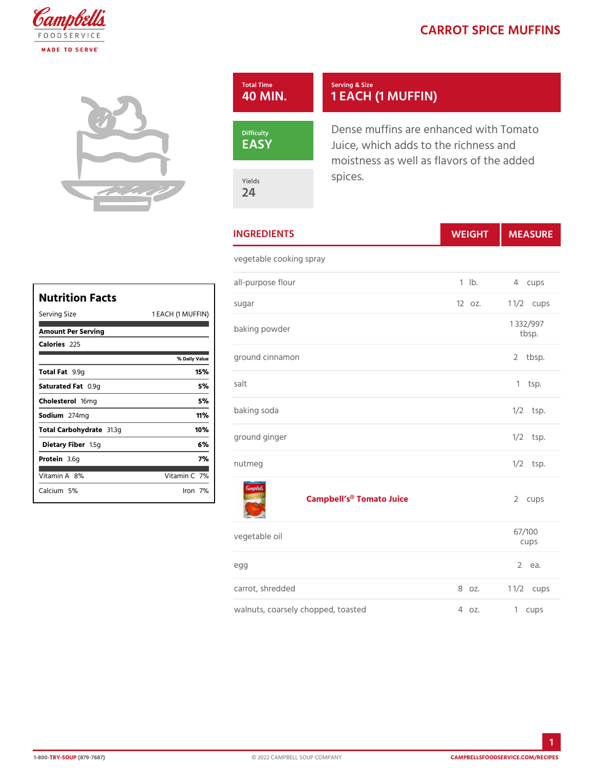# CARROT SPICE MUFFINS

**Total Time**
40 MIN.

**Serving & Size**
1 EACH (1 MUFFIN)

**Difficulty**
EASY

**Yields**
24

Dense muffins are enhanced with Tomato Juice, which adds to the richness and moistness as well as flavors of the added spices.

## INGREDIENTS

| INGREDIENTS | WEIGHT | MEASURE |
|---|---|---|
| vegetable cooking spray | | |
| all-purpose flour | 1 lb. | 4 cups |
| sugar | 12 oz. | 1 1/2 cups |
| baking powder | | 1 332/997 tbsp. |
| ground cinnamon | | 2 tbsp. |
| salt | | 1 tsp. |
| baking soda | | 1/2 tsp. |
| ground ginger | | 1/2 tsp. |
| nutmeg | | 1/2 tsp. |
| Campbell's® Tomato Juice | | 2 cups |
| vegetable oil | | 67/100 cups |
| egg | | 2 ea. |
| carrot, shredded | 8 oz. | 1 1/2 cups |
| walnuts, coarsely chopped, toasted | 4 oz. | 1 cups |

## Nutrition Facts

Serving Size 1 EACH (1 MUFFIN)

**Amount Per Serving**

**Calories** 225

| | % Daily Value |
|---|---|
| **Total Fat** 9.9g | 15% |
| **Saturated Fat** 0.9g | 5% |
| **Cholesterol** 16mg | 5% |
| **Sodium** 274mg | 11% |
| **Total Carbohydrate** 31.3g | 10% |
| **Dietary Fiber** 1.5g | 6% |
| **Protein** 3.6g | 7% |

| | |
|---|---|
| Vitamin A 8% | Vitamin C 7% |
| Calcium 5% | Iron 7% |

1-800-TRY-SOUP (879-7687) © 2022 CAMPBELL SOUP COMPANY CAMPBELLSFOODSERVICE.COM/RECIPES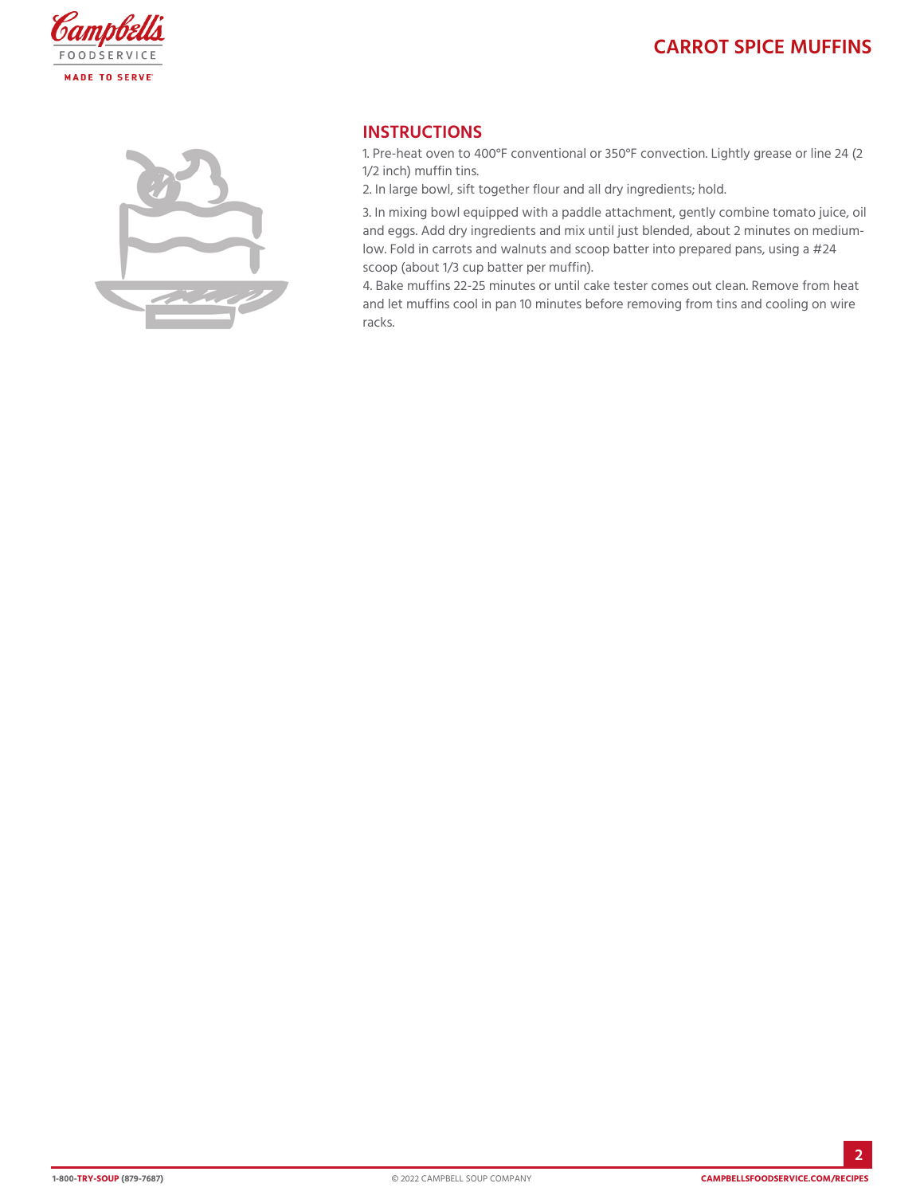## INSTRUCTIONS

1. Pre-heat oven to 400°F conventional or 350°F convection. Lightly grease or line 24 (2 1/2 inch) muffin tins.
2. In large bowl, sift together flour and all dry ingredients; hold.
3. In mixing bowl equipped with a paddle attachment, gently combine tomato juice, oil and eggs. Add dry ingredients and mix until just blended, about 2 minutes on medium-low. Fold in carrots and walnuts and scoop batter into prepared pans, using a #24 scoop (about 1/3 cup batter per muffin).
4. Bake muffins 22-25 minutes or until cake tester comes out clean. Remove from heat and let muffins cool in pan 10 minutes before removing from tins and cooling on wire racks.